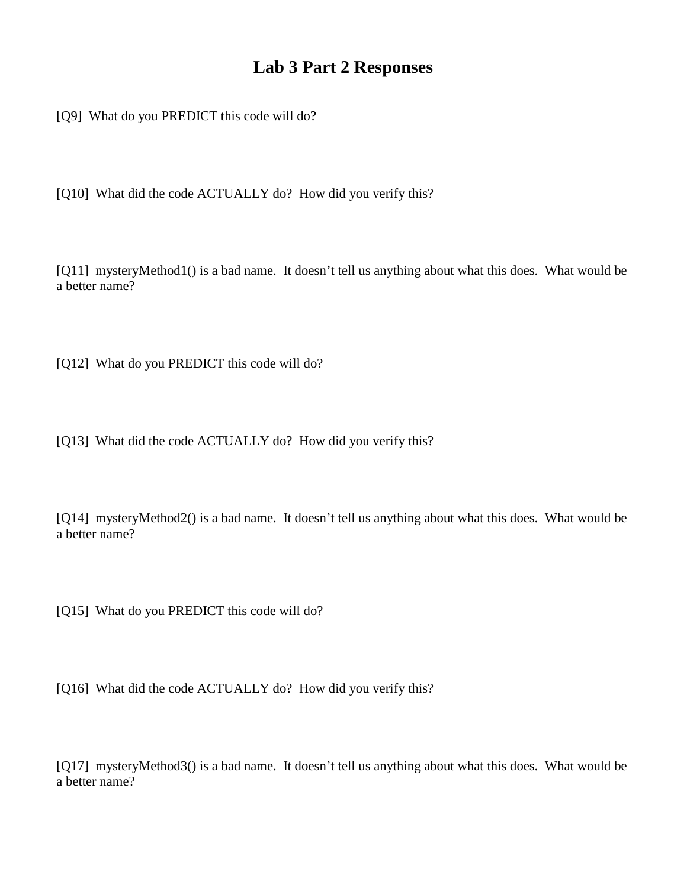# Lab 3 Part 2 Responses

[Q9] What do you PREDICT this code will do?

[Q10] What did the code ACTUALLY do? How did you verify this?

[Q11] mysteryMethod1() is a bad name. It doesn't tell us anything about what this does. What would be a better name?

[Q12] What do you PREDICT this code will do?

[Q13] What did the code ACTUALLY do? How did you verify this?

[Q14] mysteryMethod2() is a bad name. It doesn't tell us anything about what this does. What would be a better name?

[Q15] What do you PREDICT this code will do?

[Q16] What did the code ACTUALLY do? How did you verify this?

[Q17] mysteryMethod3() is a bad name. It doesn't tell us anything about what this does. What would be a better name?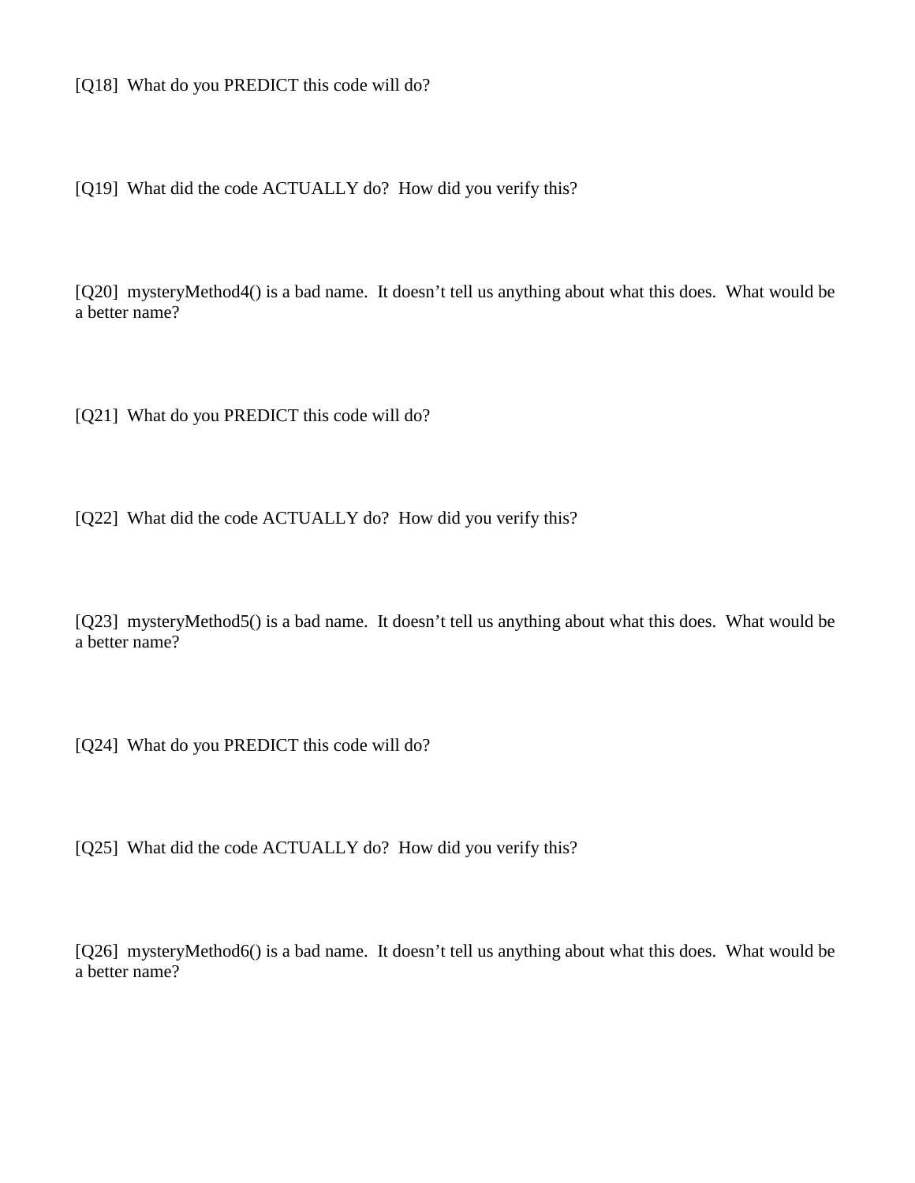[Q18]  What do you PREDICT this code will do?

[Q19]  What did the code ACTUALLY do?  How did you verify this?

[Q20]  mysteryMethod4() is a bad name.  It doesn't tell us anything about what this does.  What would be a better name?

[Q21]  What do you PREDICT this code will do?

[Q22]  What did the code ACTUALLY do?  How did you verify this?

[Q23]  mysteryMethod5() is a bad name.  It doesn't tell us anything about what this does.  What would be a better name?

[Q24]  What do you PREDICT this code will do?

[Q25]  What did the code ACTUALLY do?  How did you verify this?

[Q26]  mysteryMethod6() is a bad name.  It doesn't tell us anything about what this does.  What would be a better name?